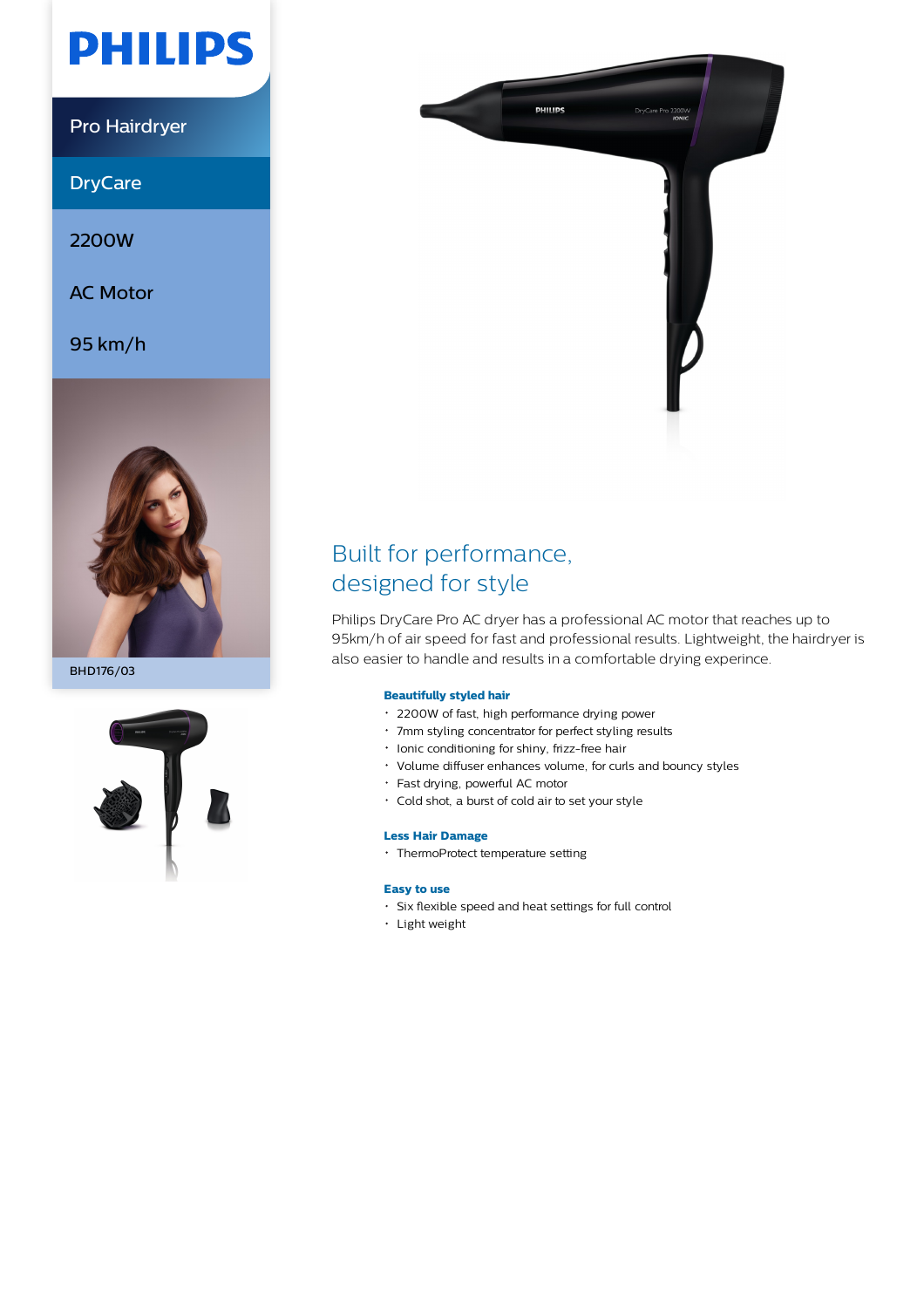# PHILIPS

Pro Hairdryer

DryCare

2200W

AC Motor

95 km/h

BHD176/03

## Built for performance, designed for style

Philips DryCare Pro AC dryer has a professional AC motor that reaches up to 95km/h of air speed for fast and professional results. Lightweight, the hairdryer is also easier to handle and results in a comfortable drying experince.

### Beautifully styled hair

- 2200W of fast, high performance drying power
- 7mm styling concentrator for perfect styling results
- Ionic conditioning for shiny, frizz-free hair
- Volume diffuser enhances volume, for curls and bouncy styles
- Fast drying, powerful AC motor
- Cold shot, a burst of cold air to set your style

### Less Hair Damage

- ThermoProtect temperature setting

### Easy to use

- Six flexible speed and heat settings for full control
- Light weight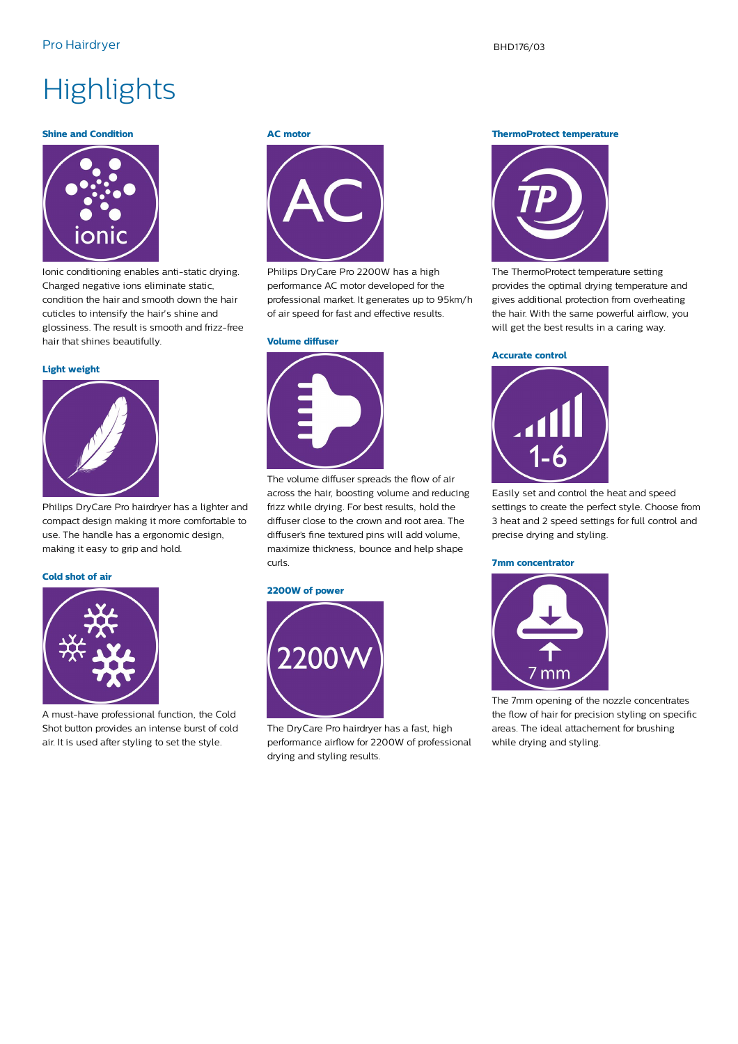# Highlights

### Shine and Condition

Ionic conditioning enables anti-static drying. Charged negative ions eliminate static, condition the hair and smooth down the hair cuticles to intensify the hair's shine and glossiness. The result is smooth and frizz-free hair that shines beautifully.

### Light weight

Philips DryCare Pro hairdryer has a lighter and compact design making it more comfortable to use. The handle has a ergonomic design, making it easy to grip and hold.

### Cold shot of air

A must-have professional function, the Cold Shot button provides an intense burst of cold air. It is used after styling to set the style.

### AC motor

Philips DryCare Pro 2200W has a high performance AC motor developed for the professional market. It generates up to 95km/h of air speed for fast and effective results.

### Volume diffuser

The volume diffuser spreads the flow of air across the hair, boosting volume and reducing frizz while drying. For best results, hold the diffuser close to the crown and root area. The diffuser's fine textured pins will add volume, maximize thickness, bounce and help shape curls.

### 2200W of power

The DryCare Pro hairdryer has a fast, high performance airflow for 2200W of professional drying and styling results.

### ThermoProtect temperature

The ThermoProtect temperature setting provides the optimal drying temperature and gives additional protection from overheating the hair. With the same powerful airflow, you will get the best results in a caring way.

### Accurate control

Easily set and control the heat and speed settings to create the perfect style. Choose from 3 heat and 2 speed settings for full control and precise drying and styling.

### 7mm concentrator

The 7mm opening of the nozzle concentrates the flow of hair for precision styling on specific areas. The ideal attachement for brushing while drying and styling.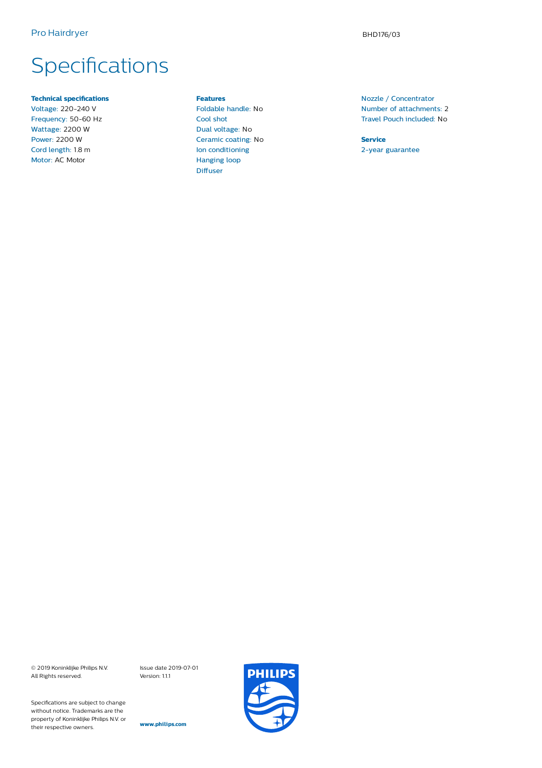# Specifications

### Technical specifications

- Voltage: 220-240 V
- Frequency: 50-60 Hz
- Wattage: 2200 W
- Power: 2200 W
- Cord length: 1.8 m
- Motor: AC Motor

### Features

- Foldable handle: No
- Cool shot
- Dual voltage: No
- Ceramic coating: No
- Ion conditioning
- Hanging loop
- Diffuser
- Nozzle / Concentrator
- Number of attachments: 2
- Travel Pouch included: No

### Service

- 2-year guarantee

© 2019 Koninklijke Philips N.V.
All Rights reserved.

Specifications are subject to change without notice. Trademarks are the property of Koninklijke Philips N.V. or their respective owners.

Issue date 2019-07-01
Version: 1.1.1

**www.philips.com**